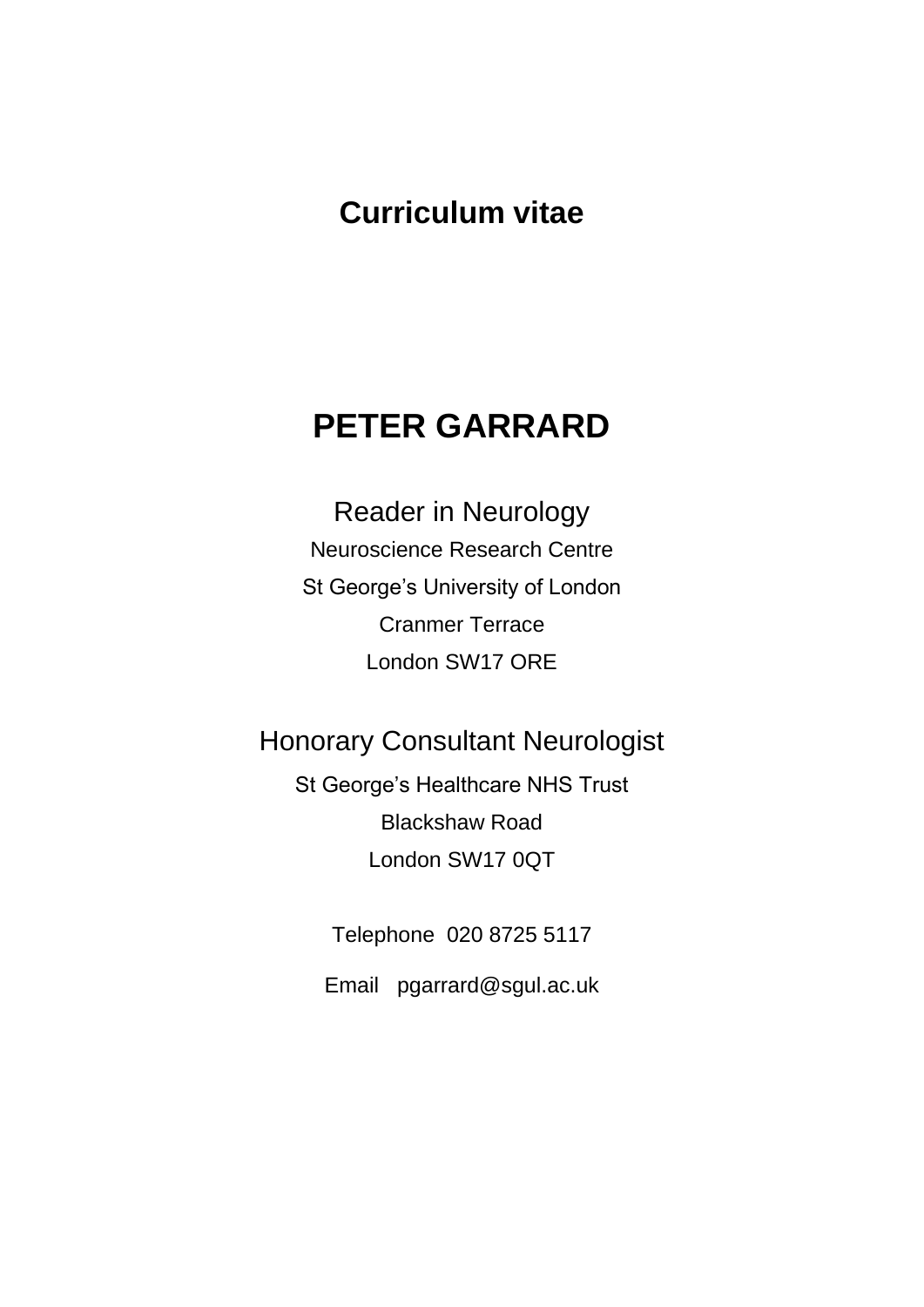# Curriculum vitae

# PETER GARRARD

## Reader in Neurology

Neuroscience Research Centre

St George's University of London

Cranmer Terrace

London SW17 ORE

## Honorary Consultant Neurologist

St George's Healthcare NHS Trust

Blackshaw Road

London SW17 0QT

Telephone 020 8725 5117

Email pgarrard@sgul.ac.uk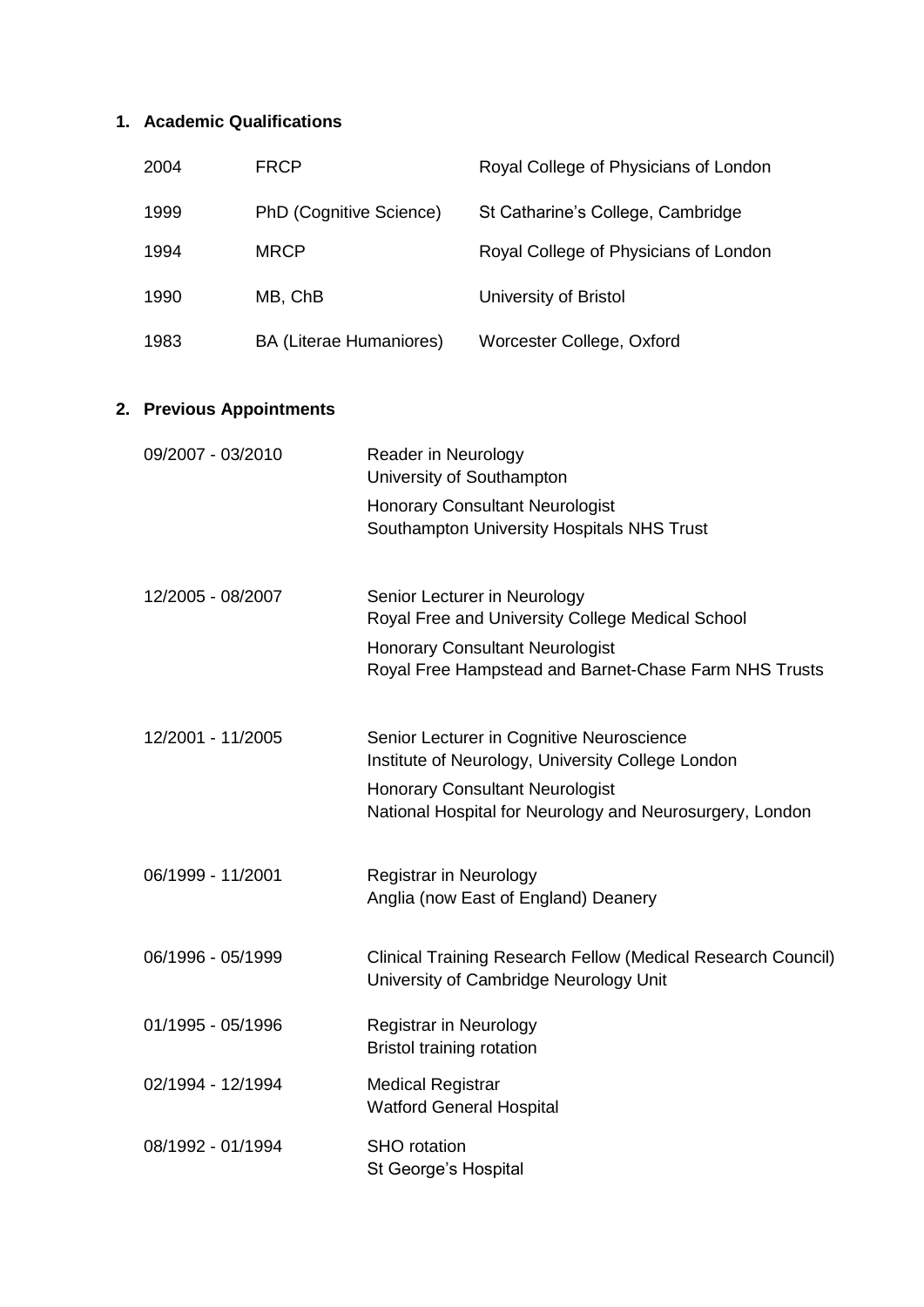## 1. Academic Qualifications

| | | |
|---|---|---|
| 2004 | FRCP | Royal College of Physicians of London |
| 1999 | PhD (Cognitive Science) | St Catharine's College, Cambridge |
| 1994 | MRCP | Royal College of Physicians of London |
| 1990 | MB, ChB | University of Bristol |
| 1983 | BA (Literae Humaniores) | Worcester College, Oxford |

## 2. Previous Appointments

| | |
|---|---|
| 09/2007 - 03/2010 | Reader in Neurology<br>University of Southampton<br>Honorary Consultant Neurologist<br>Southampton University Hospitals NHS Trust |
| 12/2005 - 08/2007 | Senior Lecturer in Neurology<br>Royal Free and University College Medical School<br>Honorary Consultant Neurologist<br>Royal Free Hampstead and Barnet-Chase Farm NHS Trusts |
| 12/2001 - 11/2005 | Senior Lecturer in Cognitive Neuroscience<br>Institute of Neurology, University College London<br>Honorary Consultant Neurologist<br>National Hospital for Neurology and Neurosurgery, London |
| 06/1999 - 11/2001 | Registrar in Neurology<br>Anglia (now East of England) Deanery |
| 06/1996 - 05/1999 | Clinical Training Research Fellow (Medical Research Council)<br>University of Cambridge Neurology Unit |
| 01/1995 - 05/1996 | Registrar in Neurology<br>Bristol training rotation |
| 02/1994 - 12/1994 | Medical Registrar<br>Watford General Hospital |
| 08/1992 - 01/1994 | SHO rotation<br>St George's Hospital |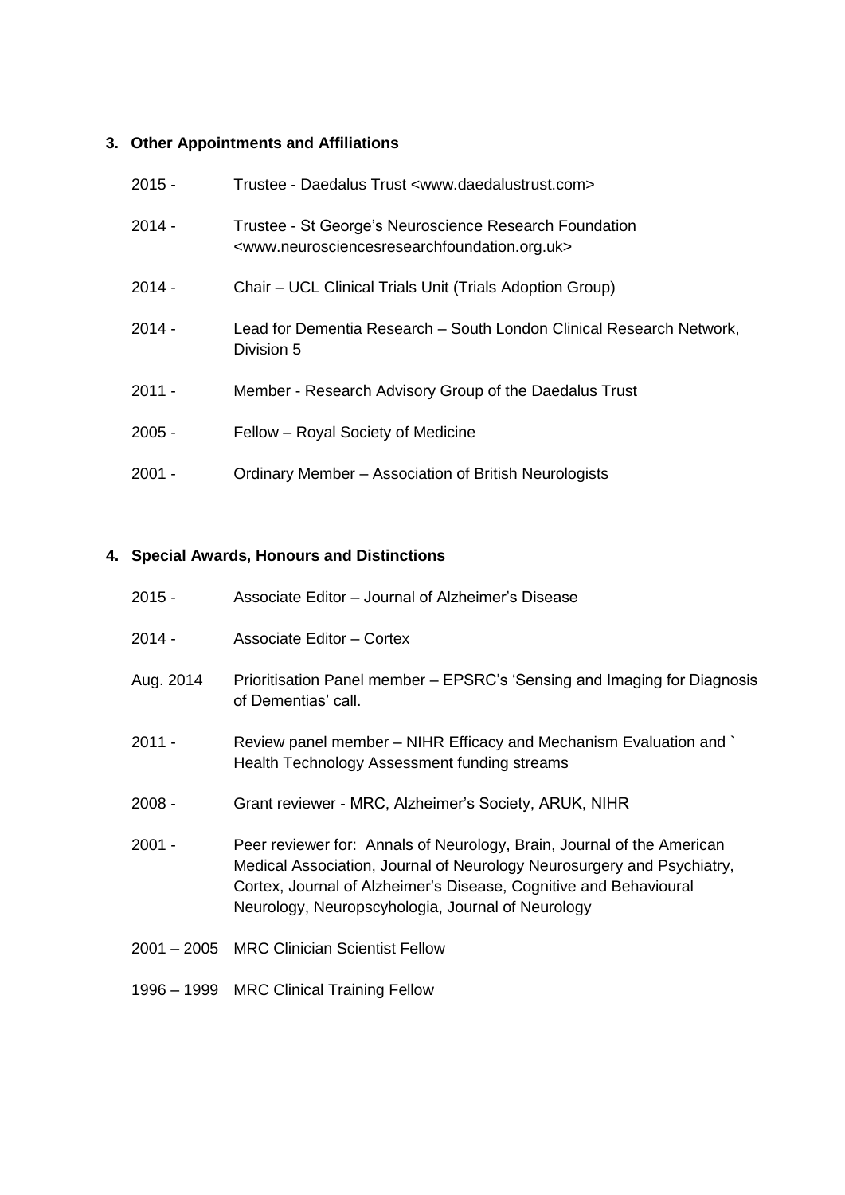## 3. Other Appointments and Affiliations

| | |
|---|---|
| 2015 - | Trustee - Daedalus Trust <www.daedalustrust.com> |
| 2014 - | Trustee - St George's Neuroscience Research Foundation <www.neurosciencesresearchfoundation.org.uk> |
| 2014 - | Chair – UCL Clinical Trials Unit (Trials Adoption Group) |
| 2014 - | Lead for Dementia Research – South London Clinical Research Network, Division 5 |
| 2011 - | Member - Research Advisory Group of the Daedalus Trust |
| 2005 - | Fellow – Royal Society of Medicine |
| 2001 - | Ordinary Member – Association of British Neurologists |

## 4. Special Awards, Honours and Distinctions

| | |
|---|---|
| 2015 - | Associate Editor – Journal of Alzheimer's Disease |
| 2014 - | Associate Editor – Cortex |
| Aug. 2014 | Prioritisation Panel member – EPSRC's 'Sensing and Imaging for Diagnosis of Dementias' call. |
| 2011 - | Review panel member – NIHR Efficacy and Mechanism Evaluation and ` Health Technology Assessment funding streams |
| 2008 - | Grant reviewer - MRC, Alzheimer's Society, ARUK, NIHR |
| 2001 - | Peer reviewer for: Annals of Neurology, Brain, Journal of the American Medical Association, Journal of Neurology Neurosurgery and Psychiatry, Cortex, Journal of Alzheimer's Disease, Cognitive and Behavioural Neurology, Neuropscyhologia, Journal of Neurology |
| 2001 – 2005 | MRC Clinician Scientist Fellow |
| 1996 – 1999 | MRC Clinical Training Fellow |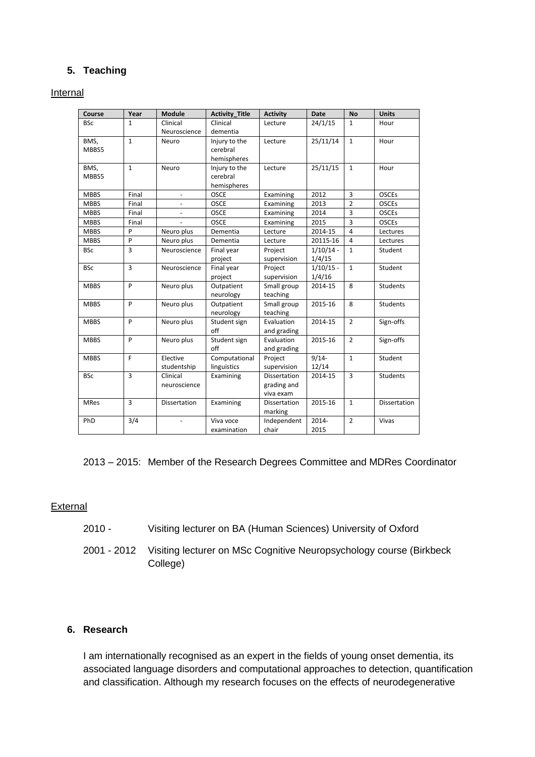## 5. Teaching

Internal

| Course | Year | Module | Activity_Title | Activity | Date | No | Units |
|---|---|---|---|---|---|---|---|
| BSc | 1 | Clinical Neuroscience | Clinical dementia | Lecture | 24/1/15 | 1 | Hour |
| BMS, MBBS5 | 1 | Neuro | Injury to the cerebral hemispheres | Lecture | 25/11/14 | 1 | Hour |
| BMS, MBBS5 | 1 | Neuro | Injury to the cerebral hemispheres | Lecture | 25/11/15 | 1 | Hour |
| MBBS | Final | - | OSCE | Examining | 2012 | 3 | OSCEs |
| MBBS | Final | - | OSCE | Examining | 2013 | 2 | OSCEs |
| MBBS | Final | - | OSCE | Examining | 2014 | 3 | OSCEs |
| MBBS | Final | - | OSCE | Examining | 2015 | 3 | OSCEs |
| MBBS | P | Neuro plus | Dementia | Lecture | 2014-15 | 4 | Lectures |
| MBBS | P | Neuro plus | Dementia | Lecture | 20115-16 | 4 | Lectures |
| BSc | 3 | Neuroscience | Final year project | Project supervision | 1/10/14 - 1/4/15 | 1 | Student |
| BSc | 3 | Neuroscience | Final year project | Project supervision | 1/10/15 - 1/4/16 | 1 | Student |
| MBBS | P | Neuro plus | Outpatient neurology | Small group teaching | 2014-15 | 8 | Students |
| MBBS | P | Neuro plus | Outpatient neurology | Small group teaching | 2015-16 | 8 | Students |
| MBBS | P | Neuro plus | Student sign off | Evaluation and grading | 2014-15 | 2 | Sign-offs |
| MBBS | P | Neuro plus | Student sign off | Evaluation and grading | 2015-16 | 2 | Sign-offs |
| MBBS | F | Elective studentship | Computational linguistics | Project supervision | 9/14-12/14 | 1 | Student |
| BSc | 3 | Clinical neuroscience | Examining | Dissertation grading and viva exam | 2014-15 | 3 | Students |
| MRes | 3 | Dissertation | Examining | Dissertation marking | 2015-16 | 1 | Dissertation |
| PhD | 3/4 | - | Viva voce examination | Independent chair | 2014-2015 | 2 | Vivas |

2013 – 2015: Member of the Research Degrees Committee and MDRes Coordinator

External

2010 - Visiting lecturer on BA (Human Sciences) University of Oxford

2001 - 2012 Visiting lecturer on MSc Cognitive Neuropsychology course (Birkbeck College)

## 6. Research

I am internationally recognised as an expert in the fields of young onset dementia, its associated language disorders and computational approaches to detection, quantification and classification. Although my research focuses on the effects of neurodegenerative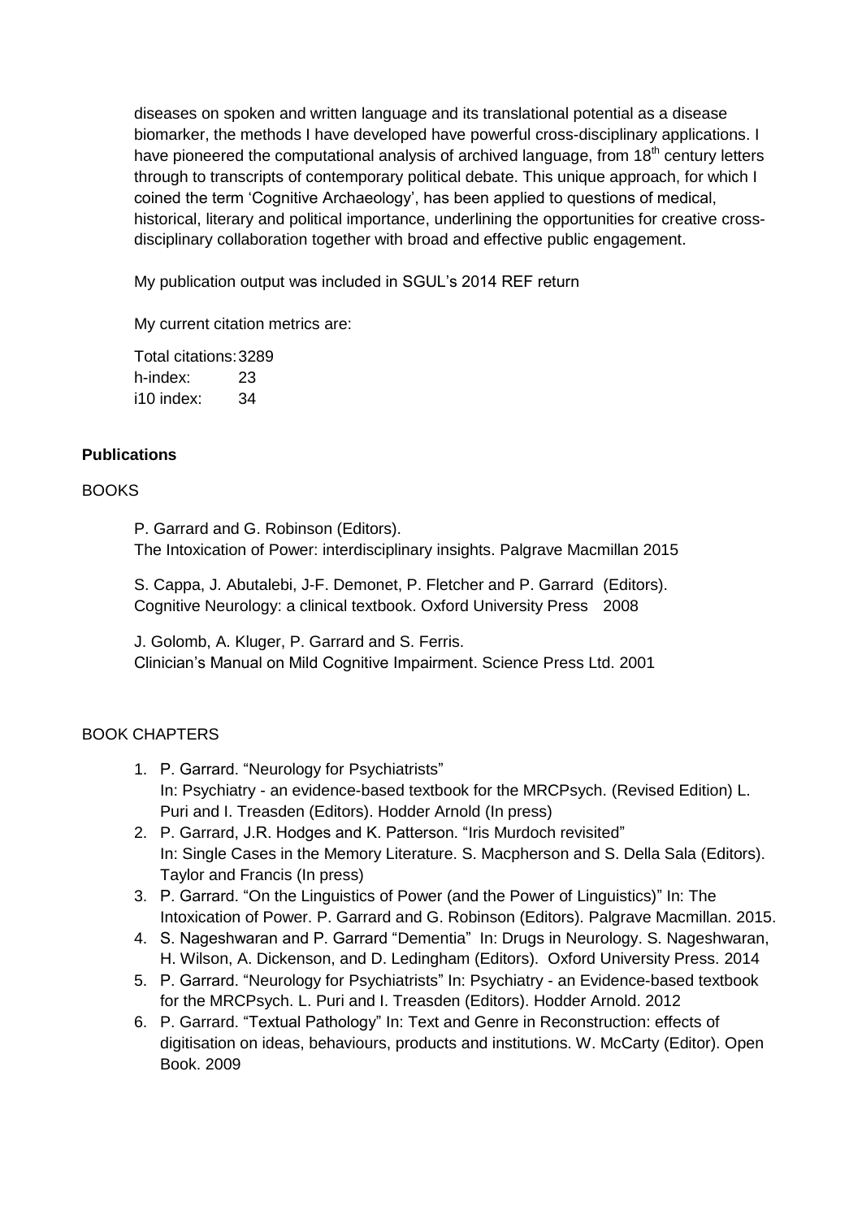diseases on spoken and written language and its translational potential as a disease biomarker, the methods I have developed have powerful cross-disciplinary applications. I have pioneered the computational analysis of archived language, from 18th century letters through to transcripts of contemporary political debate. This unique approach, for which I coined the term 'Cognitive Archaeology', has been applied to questions of medical, historical, literary and political importance, underlining the opportunities for creative cross-disciplinary collaboration together with broad and effective public engagement.

My publication output was included in SGUL's 2014 REF return

My current citation metrics are:

Total citations: 3289
h-index: 23
i10 index: 34

**Publications**

BOOKS

P. Garrard and G. Robinson (Editors).
The Intoxication of Power: interdisciplinary insights. Palgrave Macmillan 2015

S. Cappa, J. Abutalebi, J-F. Demonet, P. Fletcher and P. Garrard (Editors).
Cognitive Neurology: a clinical textbook. Oxford University Press 2008

J. Golomb, A. Kluger, P. Garrard and S. Ferris.
Clinician's Manual on Mild Cognitive Impairment. Science Press Ltd. 2001

BOOK CHAPTERS

1. P. Garrard. "Neurology for Psychiatrists"
   In: Psychiatry - an evidence-based textbook for the MRCPsych. (Revised Edition) L. Puri and I. Treasden (Editors). Hodder Arnold (In press)
2. P. Garrard, J.R. Hodges and K. Patterson. "Iris Murdoch revisited"
   In: Single Cases in the Memory Literature. S. Macpherson and S. Della Sala (Editors). Taylor and Francis (In press)
3. P. Garrard. "On the Linguistics of Power (and the Power of Linguistics)" In: The Intoxication of Power. P. Garrard and G. Robinson (Editors). Palgrave Macmillan. 2015.
4. S. Nageshwaran and P. Garrard "Dementia" In: Drugs in Neurology. S. Nageshwaran, H. Wilson, A. Dickenson, and D. Ledingham (Editors). Oxford University Press. 2014
5. P. Garrard. "Neurology for Psychiatrists" In: Psychiatry - an Evidence-based textbook for the MRCPsych. L. Puri and I. Treasden (Editors). Hodder Arnold. 2012
6. P. Garrard. "Textual Pathology" In: Text and Genre in Reconstruction: effects of digitisation on ideas, behaviours, products and institutions. W. McCarty (Editor). Open Book. 2009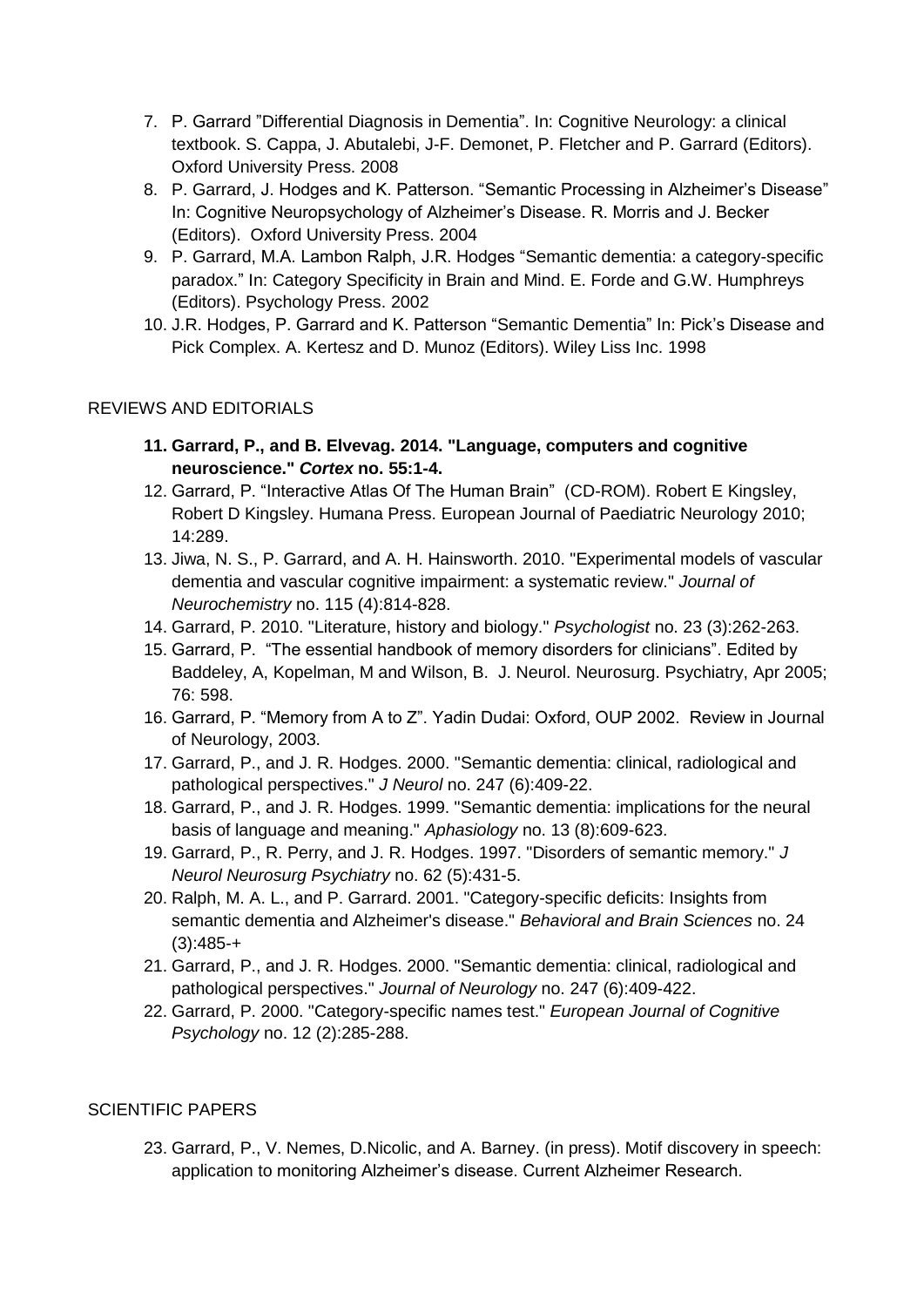7. P. Garrard "Differential Diagnosis in Dementia". In: Cognitive Neurology: a clinical textbook. S. Cappa, J. Abutalebi, J-F. Demonet, P. Fletcher and P. Garrard (Editors). Oxford University Press. 2008
8. P. Garrard, J. Hodges and K. Patterson. "Semantic Processing in Alzheimer's Disease" In: Cognitive Neuropsychology of Alzheimer's Disease. R. Morris and J. Becker (Editors). Oxford University Press. 2004
9. P. Garrard, M.A. Lambon Ralph, J.R. Hodges "Semantic dementia: a category-specific paradox." In: Category Specificity in Brain and Mind. E. Forde and G.W. Humphreys (Editors). Psychology Press. 2002
10. J.R. Hodges, P. Garrard and K. Patterson "Semantic Dementia" In: Pick's Disease and Pick Complex. A. Kertesz and D. Munoz (Editors). Wiley Liss Inc. 1998

REVIEWS AND EDITORIALS

11. **Garrard, P., and B. Elvevag. 2014. "Language, computers and cognitive neuroscience." *Cortex* no. 55:1-4.**
12. Garrard, P. "Interactive Atlas Of The Human Brain" (CD-ROM). Robert E Kingsley, Robert D Kingsley. Humana Press. European Journal of Paediatric Neurology 2010; 14:289.
13. Jiwa, N. S., P. Garrard, and A. H. Hainsworth. 2010. "Experimental models of vascular dementia and vascular cognitive impairment: a systematic review." *Journal of Neurochemistry* no. 115 (4):814-828.
14. Garrard, P. 2010. "Literature, history and biology." *Psychologist* no. 23 (3):262-263.
15. Garrard, P. "The essential handbook of memory disorders for clinicians". Edited by Baddeley, A, Kopelman, M and Wilson, B. J. Neurol. Neurosurg. Psychiatry, Apr 2005; 76: 598.
16. Garrard, P. "Memory from A to Z". Yadin Dudai: Oxford, OUP 2002. Review in Journal of Neurology, 2003.
17. Garrard, P., and J. R. Hodges. 2000. "Semantic dementia: clinical, radiological and pathological perspectives." *J Neurol* no. 247 (6):409-22.
18. Garrard, P., and J. R. Hodges. 1999. "Semantic dementia: implications for the neural basis of language and meaning." *Aphasiology* no. 13 (8):609-623.
19. Garrard, P., R. Perry, and J. R. Hodges. 1997. "Disorders of semantic memory." *J Neurol Neurosurg Psychiatry* no. 62 (5):431-5.
20. Ralph, M. A. L., and P. Garrard. 2001. "Category-specific deficits: Insights from semantic dementia and Alzheimer's disease." *Behavioral and Brain Sciences* no. 24 (3):485-+
21. Garrard, P., and J. R. Hodges. 2000. "Semantic dementia: clinical, radiological and pathological perspectives." *Journal of Neurology* no. 247 (6):409-422.
22. Garrard, P. 2000. "Category-specific names test." *European Journal of Cognitive Psychology* no. 12 (2):285-288.

SCIENTIFIC PAPERS

23. Garrard, P., V. Nemes, D.Nicolic, and A. Barney. (in press). Motif discovery in speech: application to monitoring Alzheimer's disease. Current Alzheimer Research.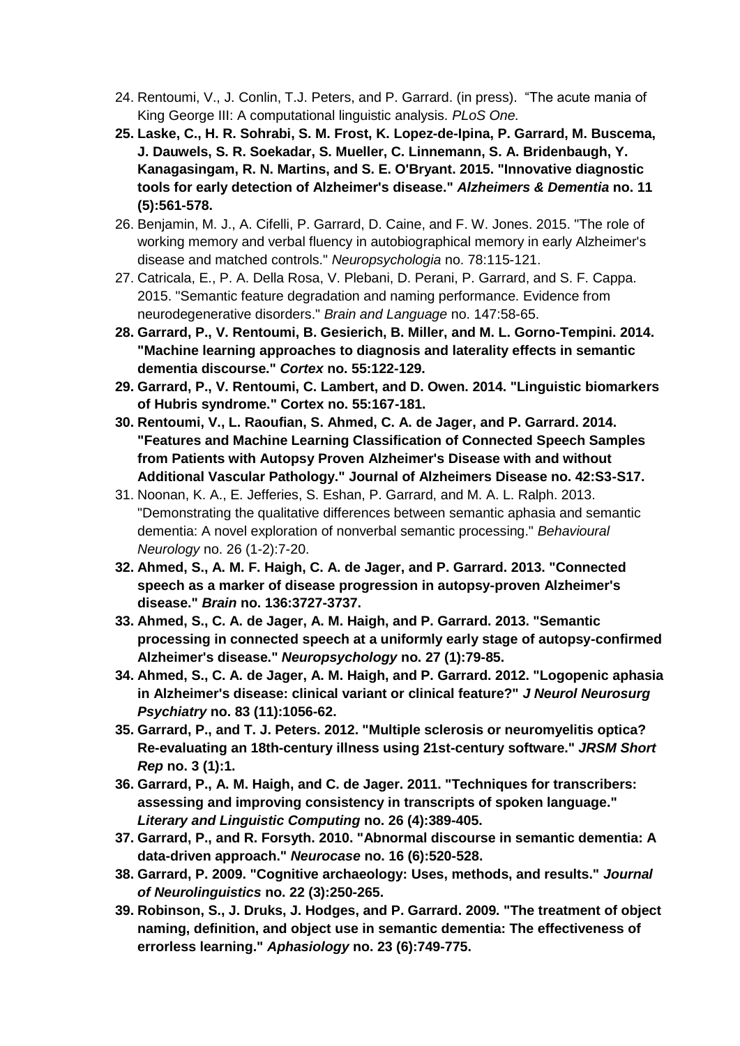24. Rentoumi, V., J. Conlin, T.J. Peters, and P. Garrard. (in press). "The acute mania of King George III: A computational linguistic analysis. *PLoS One.*
25. **Laske, C., H. R. Sohrabi, S. M. Frost, K. Lopez-de-Ipina, P. Garrard, M. Buscema, J. Dauwels, S. R. Soekadar, S. Mueller, C. Linnemann, S. A. Bridenbaugh, Y. Kanagasingam, R. N. Martins, and S. E. O'Bryant. 2015. "Innovative diagnostic tools for early detection of Alzheimer's disease."** ***Alzheimers & Dementia*** **no. 11 (5):561-578.**
26. Benjamin, M. J., A. Cifelli, P. Garrard, D. Caine, and F. W. Jones. 2015. "The role of working memory and verbal fluency in autobiographical memory in early Alzheimer's disease and matched controls." *Neuropsychologia* no. 78:115-121.
27. Catricala, E., P. A. Della Rosa, V. Plebani, D. Perani, P. Garrard, and S. F. Cappa. 2015. "Semantic feature degradation and naming performance. Evidence from neurodegenerative disorders." *Brain and Language* no. 147:58-65.
28. **Garrard, P., V. Rentoumi, B. Gesierich, B. Miller, and M. L. Gorno-Tempini. 2014. "Machine learning approaches to diagnosis and laterality effects in semantic dementia discourse."** ***Cortex*** **no. 55:122-129.**
29. **Garrard, P., V. Rentoumi, C. Lambert, and D. Owen. 2014. "Linguistic biomarkers of Hubris syndrome." Cortex no. 55:167-181.**
30. **Rentoumi, V., L. Raoufian, S. Ahmed, C. A. de Jager, and P. Garrard. 2014. "Features and Machine Learning Classification of Connected Speech Samples from Patients with Autopsy Proven Alzheimer's Disease with and without Additional Vascular Pathology." Journal of Alzheimers Disease no. 42:S3-S17.**
31. Noonan, K. A., E. Jefferies, S. Eshan, P. Garrard, and M. A. L. Ralph. 2013. "Demonstrating the qualitative differences between semantic aphasia and semantic dementia: A novel exploration of nonverbal semantic processing." *Behavioural Neurology* no. 26 (1-2):7-20.
32. **Ahmed, S., A. M. F. Haigh, C. A. de Jager, and P. Garrard. 2013. "Connected speech as a marker of disease progression in autopsy-proven Alzheimer's disease."** ***Brain*** **no. 136:3727-3737.**
33. **Ahmed, S., C. A. de Jager, A. M. Haigh, and P. Garrard. 2013. "Semantic processing in connected speech at a uniformly early stage of autopsy-confirmed Alzheimer's disease."** ***Neuropsychology*** **no. 27 (1):79-85.**
34. **Ahmed, S., C. A. de Jager, A. M. Haigh, and P. Garrard. 2012. "Logopenic aphasia in Alzheimer's disease: clinical variant or clinical feature?"** ***J Neurol Neurosurg Psychiatry*** **no. 83 (11):1056-62.**
35. **Garrard, P., and T. J. Peters. 2012. "Multiple sclerosis or neuromyelitis optica? Re-evaluating an 18th-century illness using 21st-century software."** ***JRSM Short Rep*** **no. 3 (1):1.**
36. **Garrard, P., A. M. Haigh, and C. de Jager. 2011. "Techniques for transcribers: assessing and improving consistency in transcripts of spoken language."** ***Literary and Linguistic Computing*** **no. 26 (4):389-405.**
37. **Garrard, P., and R. Forsyth. 2010. "Abnormal discourse in semantic dementia: A data-driven approach."** ***Neurocase*** **no. 16 (6):520-528.**
38. **Garrard, P. 2009. "Cognitive archaeology: Uses, methods, and results."** ***Journal of Neurolinguistics*** **no. 22 (3):250-265.**
39. **Robinson, S., J. Druks, J. Hodges, and P. Garrard. 2009. "The treatment of object naming, definition, and object use in semantic dementia: The effectiveness of errorless learning."** ***Aphasiology*** **no. 23 (6):749-775.**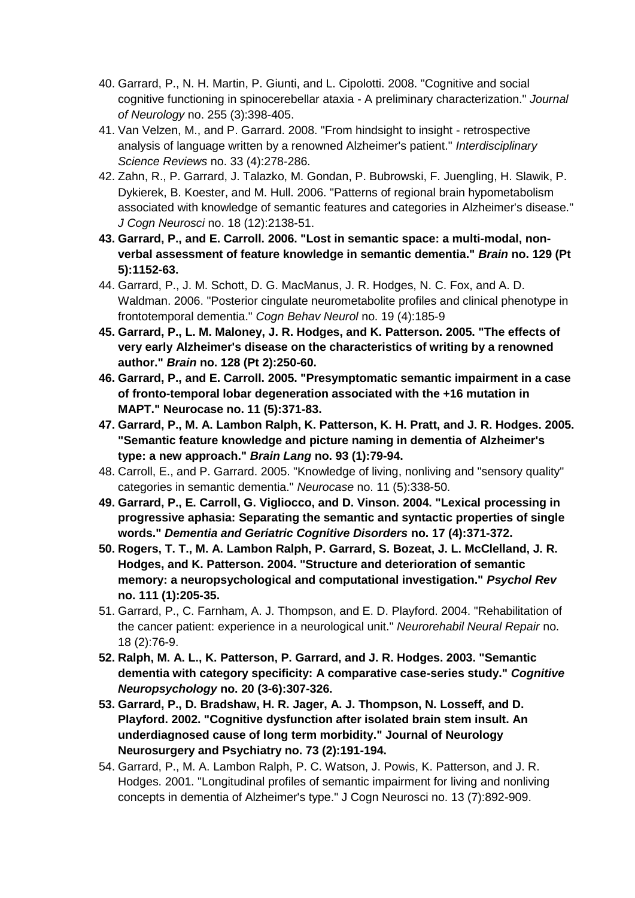40. Garrard, P., N. H. Martin, P. Giunti, and L. Cipolotti. 2008. "Cognitive and social cognitive functioning in spinocerebellar ataxia - A preliminary characterization." *Journal of Neurology* no. 255 (3):398-405.
41. Van Velzen, M., and P. Garrard. 2008. "From hindsight to insight - retrospective analysis of language written by a renowned Alzheimer's patient." *Interdisciplinary Science Reviews* no. 33 (4):278-286.
42. Zahn, R., P. Garrard, J. Talazko, M. Gondan, P. Bubrowski, F. Juengling, H. Slawik, P. Dykierek, B. Koester, and M. Hull. 2006. "Patterns of regional brain hypometabolism associated with knowledge of semantic features and categories in Alzheimer's disease." *J Cogn Neurosci* no. 18 (12):2138-51.
43. **Garrard, P., and E. Carroll. 2006. "Lost in semantic space: a multi-modal, non-verbal assessment of feature knowledge in semantic dementia."** ***Brain*** **no. 129 (Pt 5):1152-63.**
44. Garrard, P., J. M. Schott, D. G. MacManus, J. R. Hodges, N. C. Fox, and A. D. Waldman. 2006. "Posterior cingulate neurometabolite profiles and clinical phenotype in frontotemporal dementia." *Cogn Behav Neurol* no. 19 (4):185-9
45. **Garrard, P., L. M. Maloney, J. R. Hodges, and K. Patterson. 2005. "The effects of very early Alzheimer's disease on the characteristics of writing by a renowned author."** ***Brain*** **no. 128 (Pt 2):250-60.**
46. **Garrard, P., and E. Carroll. 2005. "Presymptomatic semantic impairment in a case of fronto-temporal lobar degeneration associated with the +16 mutation in MAPT." Neurocase no. 11 (5):371-83.**
47. **Garrard, P., M. A. Lambon Ralph, K. Patterson, K. H. Pratt, and J. R. Hodges. 2005. "Semantic feature knowledge and picture naming in dementia of Alzheimer's type: a new approach."** ***Brain Lang*** **no. 93 (1):79-94.**
48. Carroll, E., and P. Garrard. 2005. "Knowledge of living, nonliving and "sensory quality" categories in semantic dementia." *Neurocase* no. 11 (5):338-50.
49. **Garrard, P., E. Carroll, G. Vigliocco, and D. Vinson. 2004. "Lexical processing in progressive aphasia: Separating the semantic and syntactic properties of single words."** ***Dementia and Geriatric Cognitive Disorders*** **no. 17 (4):371-372.**
50. **Rogers, T. T., M. A. Lambon Ralph, P. Garrard, S. Bozeat, J. L. McClelland, J. R. Hodges, and K. Patterson. 2004. "Structure and deterioration of semantic memory: a neuropsychological and computational investigation."** ***Psychol Rev*** **no. 111 (1):205-35.**
51. Garrard, P., C. Farnham, A. J. Thompson, and E. D. Playford. 2004. "Rehabilitation of the cancer patient: experience in a neurological unit." *Neurorehabil Neural Repair* no. 18 (2):76-9.
52. **Ralph, M. A. L., K. Patterson, P. Garrard, and J. R. Hodges. 2003. "Semantic dementia with category specificity: A comparative case-series study."** ***Cognitive Neuropsychology*** **no. 20 (3-6):307-326.**
53. **Garrard, P., D. Bradshaw, H. R. Jager, A. J. Thompson, N. Losseff, and D. Playford. 2002. "Cognitive dysfunction after isolated brain stem insult. An underdiagnosed cause of long term morbidity." Journal of Neurology Neurosurgery and Psychiatry no. 73 (2):191-194.**
54. Garrard, P., M. A. Lambon Ralph, P. C. Watson, J. Powis, K. Patterson, and J. R. Hodges. 2001. "Longitudinal profiles of semantic impairment for living and nonliving concepts in dementia of Alzheimer's type." J Cogn Neurosci no. 13 (7):892-909.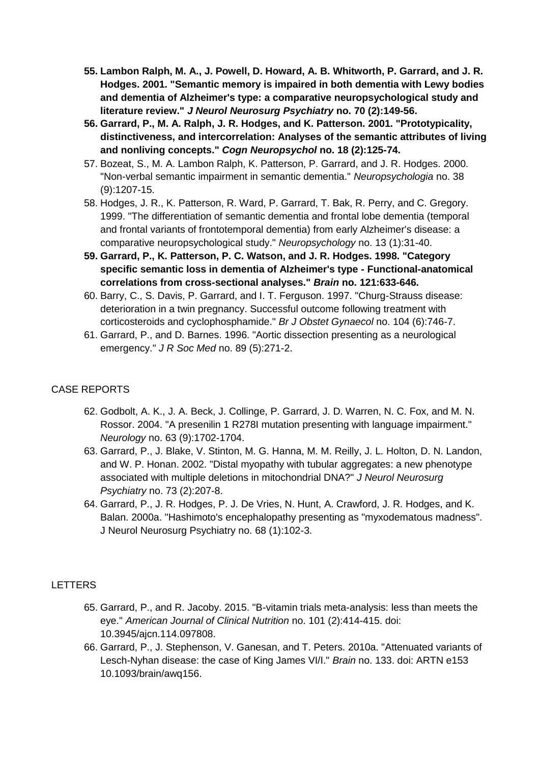55. **Lambon Ralph, M. A., J. Powell, D. Howard, A. B. Whitworth, P. Garrard, and J. R. Hodges. 2001. "Semantic memory is impaired in both dementia with Lewy bodies and dementia of Alzheimer's type: a comparative neuropsychological study and literature review."** ***J Neurol Neurosurg Psychiatry*** **no. 70 (2):149-56.**
56. **Garrard, P., M. A. Ralph, J. R. Hodges, and K. Patterson. 2001. "Prototypicality, distinctiveness, and intercorrelation: Analyses of the semantic attributes of living and nonliving concepts."** ***Cogn Neuropsychol*** **no. 18 (2):125-74.**
57. Bozeat, S., M. A. Lambon Ralph, K. Patterson, P. Garrard, and J. R. Hodges. 2000. "Non-verbal semantic impairment in semantic dementia." *Neuropsychologia* no. 38 (9):1207-15.
58. Hodges, J. R., K. Patterson, R. Ward, P. Garrard, T. Bak, R. Perry, and C. Gregory. 1999. "The differentiation of semantic dementia and frontal lobe dementia (temporal and frontal variants of frontotemporal dementia) from early Alzheimer's disease: a comparative neuropsychological study." *Neuropsychology* no. 13 (1):31-40.
59. **Garrard, P., K. Patterson, P. C. Watson, and J. R. Hodges. 1998. "Category specific semantic loss in dementia of Alzheimer's type - Functional-anatomical correlations from cross-sectional analyses."** ***Brain*** **no. 121:633-646.**
60. Barry, C., S. Davis, P. Garrard, and I. T. Ferguson. 1997. "Churg-Strauss disease: deterioration in a twin pregnancy. Successful outcome following treatment with corticosteroids and cyclophosphamide." *Br J Obstet Gynaecol* no. 104 (6):746-7.
61. Garrard, P., and D. Barnes. 1996. "Aortic dissection presenting as a neurological emergency." *J R Soc Med* no. 89 (5):271-2.

CASE REPORTS

62. Godbolt, A. K., J. A. Beck, J. Collinge, P. Garrard, J. D. Warren, N. C. Fox, and M. N. Rossor. 2004. "A presenilin 1 R278I mutation presenting with language impairment." *Neurology* no. 63 (9):1702-1704.
63. Garrard, P., J. Blake, V. Stinton, M. G. Hanna, M. M. Reilly, J. L. Holton, D. N. Landon, and W. P. Honan. 2002. "Distal myopathy with tubular aggregates: a new phenotype associated with multiple deletions in mitochondrial DNA?" *J Neurol Neurosurg Psychiatry* no. 73 (2):207-8.
64. Garrard, P., J. R. Hodges, P. J. De Vries, N. Hunt, A. Crawford, J. R. Hodges, and K. Balan. 2000a. "Hashimoto's encephalopathy presenting as "myxodematous madness". J Neurol Neurosurg Psychiatry no. 68 (1):102-3.

LETTERS

65. Garrard, P., and R. Jacoby. 2015. "B-vitamin trials meta-analysis: less than meets the eye." *American Journal of Clinical Nutrition* no. 101 (2):414-415. doi: 10.3945/ajcn.114.097808.
66. Garrard, P., J. Stephenson, V. Ganesan, and T. Peters. 2010a. "Attenuated variants of Lesch-Nyhan disease: the case of King James VI/I." *Brain* no. 133. doi: ARTN e153 10.1093/brain/awq156.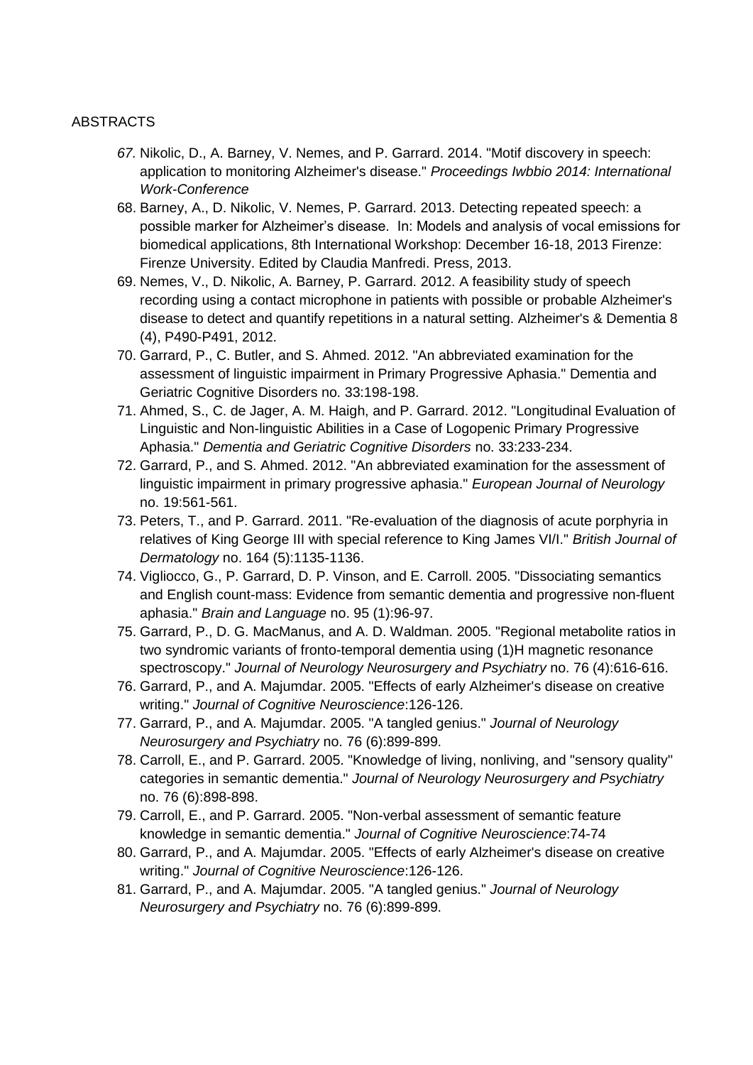ABSTRACTS

67. Nikolic, D., A. Barney, V. Nemes, and P. Garrard. 2014. "Motif discovery in speech: application to monitoring Alzheimer's disease." *Proceedings Iwbbio 2014: International Work-Conference*
68. Barney, A., D. Nikolic, V. Nemes, P. Garrard. 2013. Detecting repeated speech: a possible marker for Alzheimer's disease. In: Models and analysis of vocal emissions for biomedical applications, 8th International Workshop: December 16-18, 2013 Firenze: Firenze University. Edited by Claudia Manfredi. Press, 2013.
69. Nemes, V., D. Nikolic, A. Barney, P. Garrard. 2012. A feasibility study of speech recording using a contact microphone in patients with possible or probable Alzheimer's disease to detect and quantify repetitions in a natural setting. Alzheimer's & Dementia 8 (4), P490-P491, 2012.
70. Garrard, P., C. Butler, and S. Ahmed. 2012. "An abbreviated examination for the assessment of linguistic impairment in Primary Progressive Aphasia." Dementia and Geriatric Cognitive Disorders no. 33:198-198.
71. Ahmed, S., C. de Jager, A. M. Haigh, and P. Garrard. 2012. "Longitudinal Evaluation of Linguistic and Non-linguistic Abilities in a Case of Logopenic Primary Progressive Aphasia." *Dementia and Geriatric Cognitive Disorders* no. 33:233-234.
72. Garrard, P., and S. Ahmed. 2012. "An abbreviated examination for the assessment of linguistic impairment in primary progressive aphasia." *European Journal of Neurology* no. 19:561-561.
73. Peters, T., and P. Garrard. 2011. "Re-evaluation of the diagnosis of acute porphyria in relatives of King George III with special reference to King James VI/I." *British Journal of Dermatology* no. 164 (5):1135-1136.
74. Vigliocco, G., P. Garrard, D. P. Vinson, and E. Carroll. 2005. "Dissociating semantics and English count-mass: Evidence from semantic dementia and progressive non-fluent aphasia." *Brain and Language* no. 95 (1):96-97.
75. Garrard, P., D. G. MacManus, and A. D. Waldman. 2005. "Regional metabolite ratios in two syndromic variants of fronto-temporal dementia using (1)H magnetic resonance spectroscopy." *Journal of Neurology Neurosurgery and Psychiatry* no. 76 (4):616-616.
76. Garrard, P., and A. Majumdar. 2005. "Effects of early Alzheimer's disease on creative writing." *Journal of Cognitive Neuroscience*:126-126.
77. Garrard, P., and A. Majumdar. 2005. "A tangled genius." *Journal of Neurology Neurosurgery and Psychiatry* no. 76 (6):899-899.
78. Carroll, E., and P. Garrard. 2005. "Knowledge of living, nonliving, and "sensory quality" categories in semantic dementia." *Journal of Neurology Neurosurgery and Psychiatry* no. 76 (6):898-898.
79. Carroll, E., and P. Garrard. 2005. "Non-verbal assessment of semantic feature knowledge in semantic dementia." *Journal of Cognitive Neuroscience*:74-74
80. Garrard, P., and A. Majumdar. 2005. "Effects of early Alzheimer's disease on creative writing." *Journal of Cognitive Neuroscience*:126-126.
81. Garrard, P., and A. Majumdar. 2005. "A tangled genius." *Journal of Neurology Neurosurgery and Psychiatry* no. 76 (6):899-899.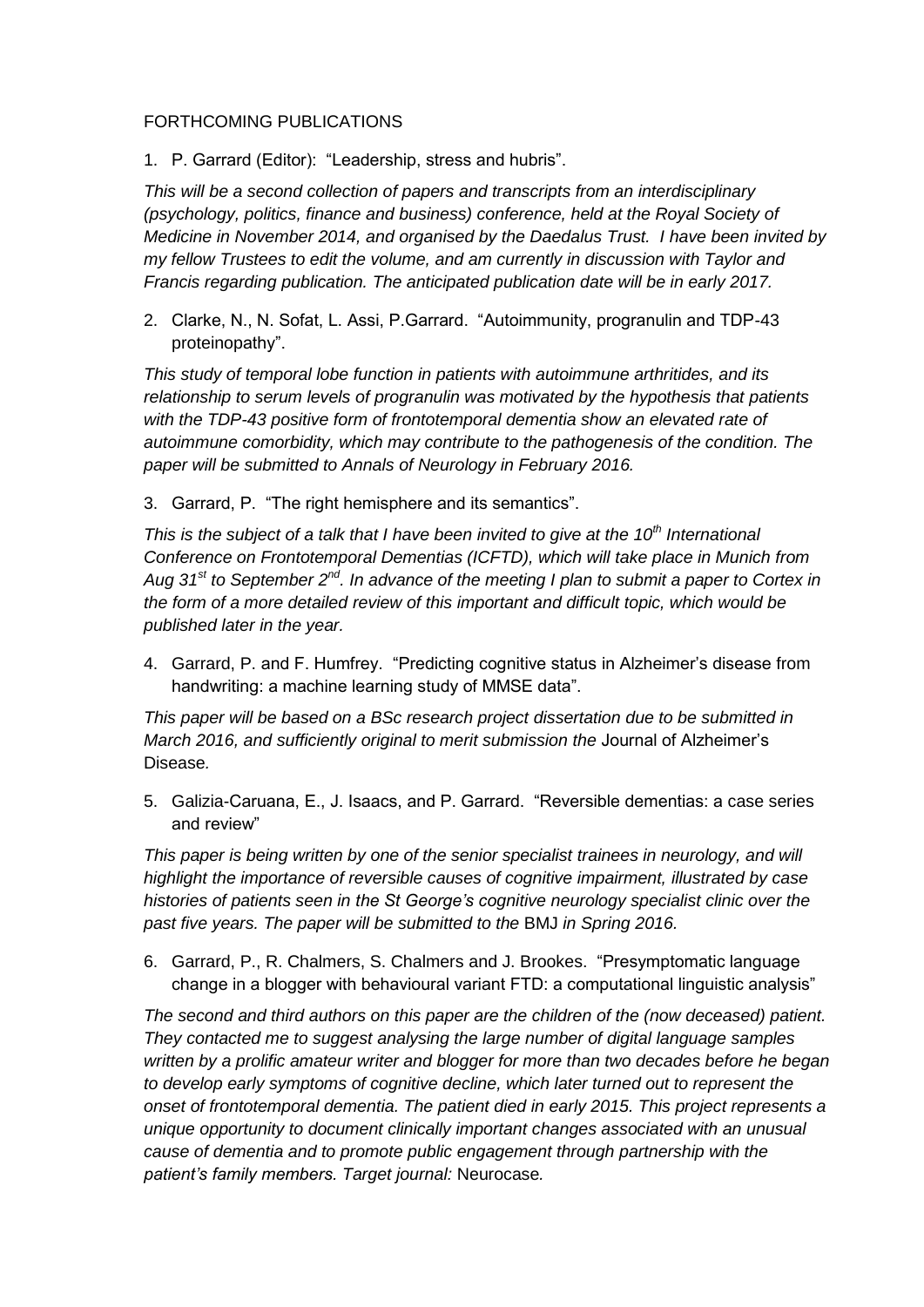FORTHCOMING PUBLICATIONS

1. P. Garrard (Editor): "Leadership, stress and hubris".

*This will be a second collection of papers and transcripts from an interdisciplinary (psychology, politics, finance and business) conference, held at the Royal Society of Medicine in November 2014, and organised by the Daedalus Trust. I have been invited by my fellow Trustees to edit the volume, and am currently in discussion with Taylor and Francis regarding publication. The anticipated publication date will be in early 2017.*

2. Clarke, N., N. Sofat, L. Assi, P.Garrard. "Autoimmunity, progranulin and TDP-43 proteinopathy".

*This study of temporal lobe function in patients with autoimmune arthritides, and its relationship to serum levels of progranulin was motivated by the hypothesis that patients with the TDP-43 positive form of frontotemporal dementia show an elevated rate of autoimmune comorbidity, which may contribute to the pathogenesis of the condition. The paper will be submitted to Annals of Neurology in February 2016.*

3. Garrard, P. "The right hemisphere and its semantics".

*This is the subject of a talk that I have been invited to give at the 10th International Conference on Frontotemporal Dementias (ICFTD), which will take place in Munich from Aug 31st to September 2nd. In advance of the meeting I plan to submit a paper to Cortex in the form of a more detailed review of this important and difficult topic, which would be published later in the year.*

4. Garrard, P. and F. Humfrey. "Predicting cognitive status in Alzheimer's disease from handwriting: a machine learning study of MMSE data".

*This paper will be based on a BSc research project dissertation due to be submitted in March 2016, and sufficiently original to merit submission the* Journal of Alzheimer's Disease*.*

5. Galizia-Caruana, E., J. Isaacs, and P. Garrard. "Reversible dementias: a case series and review"

*This paper is being written by one of the senior specialist trainees in neurology, and will highlight the importance of reversible causes of cognitive impairment, illustrated by case histories of patients seen in the St George's cognitive neurology specialist clinic over the past five years. The paper will be submitted to the* BMJ *in Spring 2016.*

6. Garrard, P., R. Chalmers, S. Chalmers and J. Brookes. "Presymptomatic language change in a blogger with behavioural variant FTD: a computational linguistic analysis"

*The second and third authors on this paper are the children of the (now deceased) patient. They contacted me to suggest analysing the large number of digital language samples written by a prolific amateur writer and blogger for more than two decades before he began to develop early symptoms of cognitive decline, which later turned out to represent the onset of frontotemporal dementia. The patient died in early 2015. This project represents a unique opportunity to document clinically important changes associated with an unusual cause of dementia and to promote public engagement through partnership with the patient's family members. Target journal:* Neurocase*.*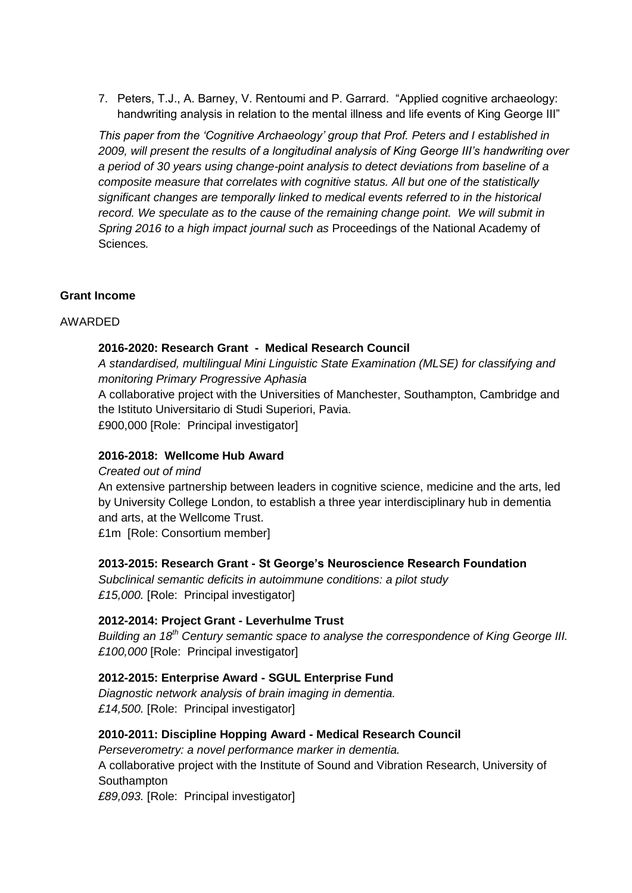7. Peters, T.J., A. Barney, V. Rentoumi and P. Garrard. "Applied cognitive archaeology: handwriting analysis in relation to the mental illness and life events of King George III"

*This paper from the 'Cognitive Archaeology' group that Prof. Peters and I established in 2009, will present the results of a longitudinal analysis of King George III's handwriting over a period of 30 years using change-point analysis to detect deviations from baseline of a composite measure that correlates with cognitive status. All but one of the statistically significant changes are temporally linked to medical events referred to in the historical record. We speculate as to the cause of the remaining change point. We will submit in Spring 2016 to a high impact journal such as* Proceedings of the National Academy of Sciences*.*

**Grant Income**

AWARDED

**2016-2020: Research Grant - Medical Research Council**
*A standardised, multilingual Mini Linguistic State Examination (MLSE) for classifying and monitoring Primary Progressive Aphasia*
A collaborative project with the Universities of Manchester, Southampton, Cambridge and the Istituto Universitario di Studi Superiori, Pavia.
£900,000 [Role: Principal investigator]

**2016-2018: Wellcome Hub Award**
*Created out of mind*
An extensive partnership between leaders in cognitive science, medicine and the arts, led by University College London, to establish a three year interdisciplinary hub in dementia and arts, at the Wellcome Trust.
£1m [Role: Consortium member]

**2013-2015: Research Grant - St George's Neuroscience Research Foundation**
*Subclinical semantic deficits in autoimmune conditions: a pilot study*
*£15,000.* [Role: Principal investigator]

**2012-2014: Project Grant - Leverhulme Trust**
*Building an 18th Century semantic space to analyse the correspondence of King George III.*
*£100,000* [Role: Principal investigator]

**2012-2015: Enterprise Award - SGUL Enterprise Fund**
*Diagnostic network analysis of brain imaging in dementia.*
*£14,500.* [Role: Principal investigator]

**2010-2011: Discipline Hopping Award - Medical Research Council**
*Perseverometry: a novel performance marker in dementia.*
A collaborative project with the Institute of Sound and Vibration Research, University of Southampton
*£89,093.* [Role: Principal investigator]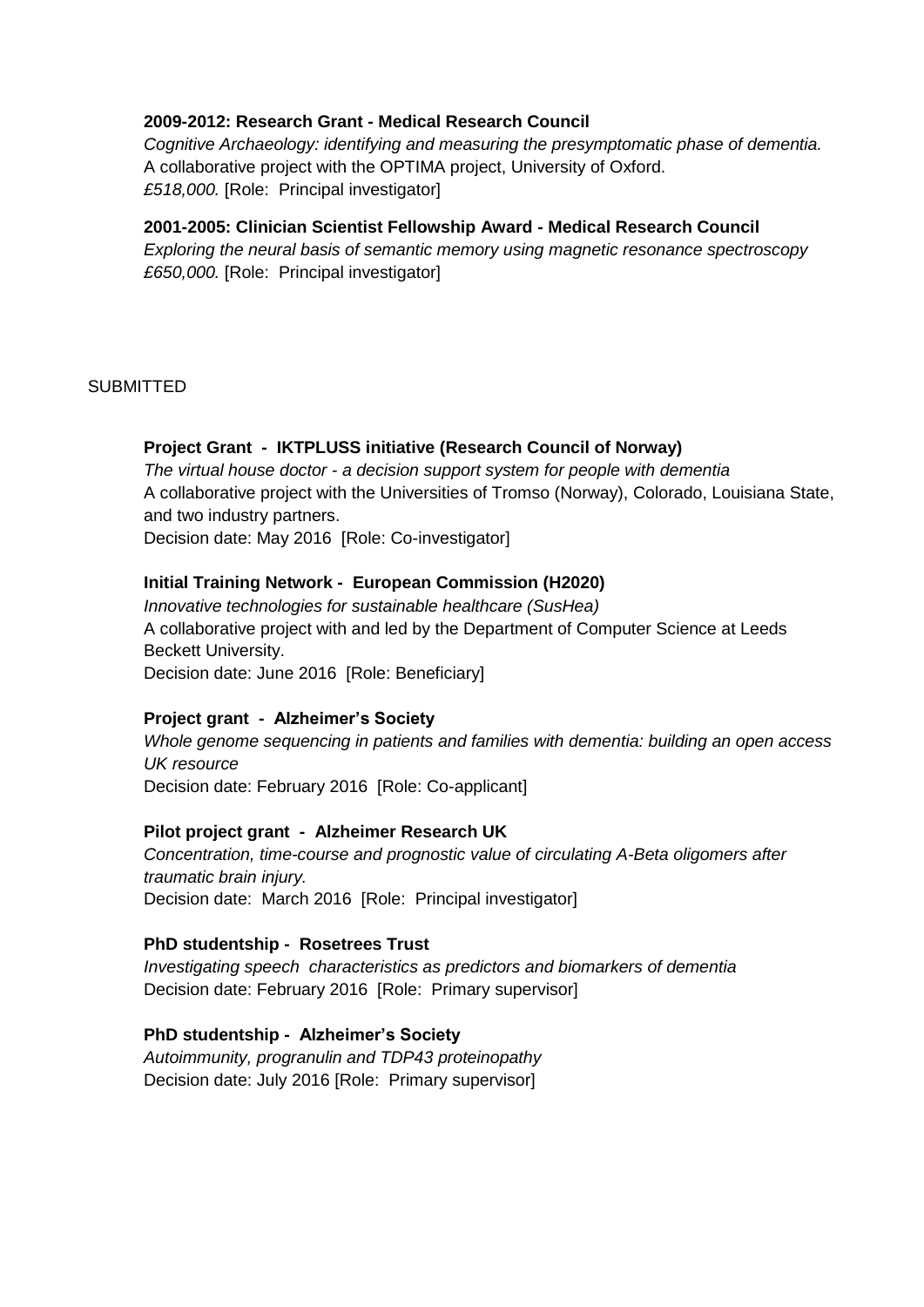**2009-2012: Research Grant - Medical Research Council**
*Cognitive Archaeology: identifying and measuring the presymptomatic phase of dementia.*
A collaborative project with the OPTIMA project, University of Oxford.
*£518,000.* [Role: Principal investigator]

**2001-2005: Clinician Scientist Fellowship Award - Medical Research Council**
*Exploring the neural basis of semantic memory using magnetic resonance spectroscopy*
*£650,000.* [Role: Principal investigator]

SUBMITTED

**Project Grant - IKTPLUSS initiative (Research Council of Norway)**
*The virtual house doctor - a decision support system for people with dementia*
A collaborative project with the Universities of Tromso (Norway), Colorado, Louisiana State, and two industry partners.
Decision date: May 2016 [Role: Co-investigator]

**Initial Training Network - European Commission (H2020)**
*Innovative technologies for sustainable healthcare (SusHea)*
A collaborative project with and led by the Department of Computer Science at Leeds Beckett University.
Decision date: June 2016 [Role: Beneficiary]

**Project grant - Alzheimer's Society**
*Whole genome sequencing in patients and families with dementia: building an open access UK resource*
Decision date: February 2016 [Role: Co-applicant]

**Pilot project grant - Alzheimer Research UK**
*Concentration, time-course and prognostic value of circulating A-Beta oligomers after traumatic brain injury.*
Decision date: March 2016 [Role: Principal investigator]

**PhD studentship - Rosetrees Trust**
*Investigating speech characteristics as predictors and biomarkers of dementia*
Decision date: February 2016 [Role: Primary supervisor]

**PhD studentship - Alzheimer's Society**
*Autoimmunity, progranulin and TDP43 proteinopathy*
Decision date: July 2016 [Role: Primary supervisor]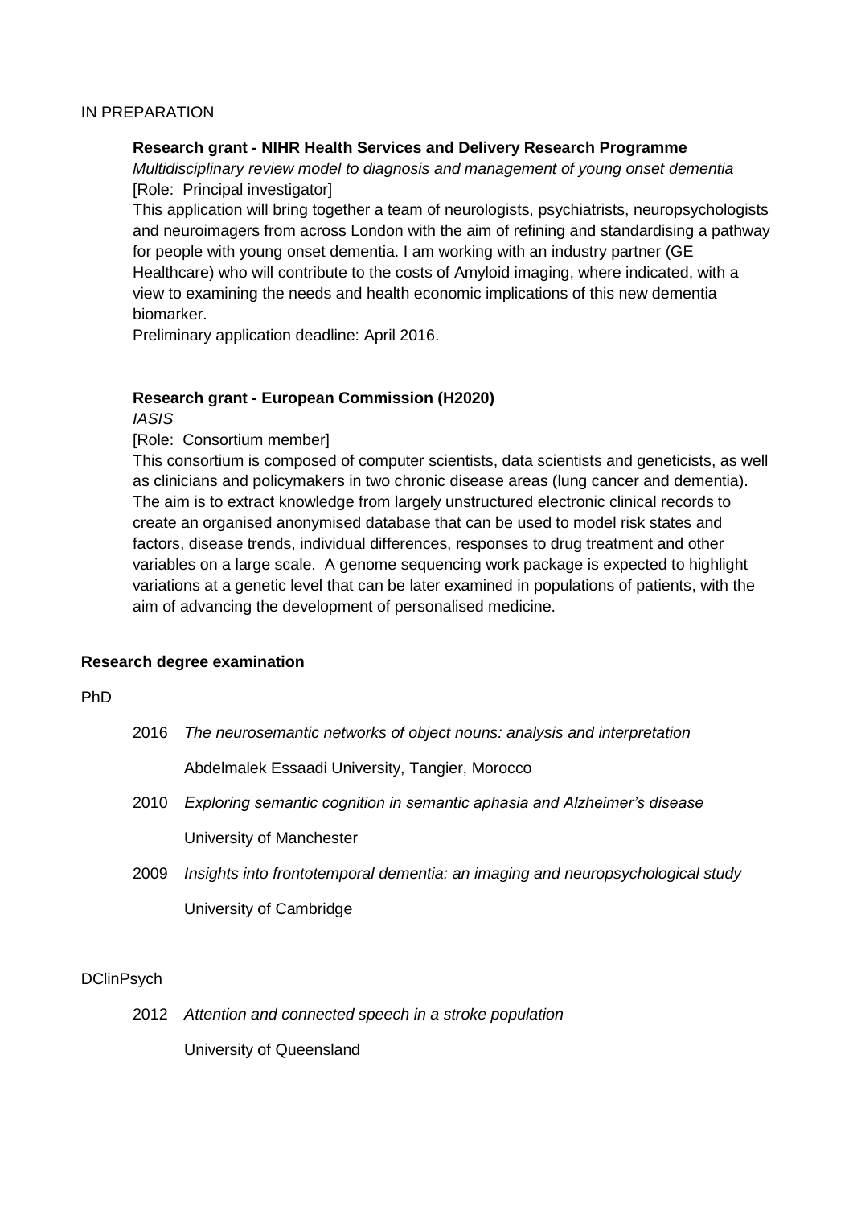IN PREPARATION

**Research grant - NIHR Health Services and Delivery Research Programme**

*Multidisciplinary review model to diagnosis and management of young onset dementia*

[Role: Principal investigator]

This application will bring together a team of neurologists, psychiatrists, neuropsychologists and neuroimagers from across London with the aim of refining and standardising a pathway for people with young onset dementia. I am working with an industry partner (GE Healthcare) who will contribute to the costs of Amyloid imaging, where indicated, with a view to examining the needs and health economic implications of this new dementia biomarker.

Preliminary application deadline: April 2016.

**Research grant - European Commission (H2020)**

*IASIS*

[Role: Consortium member]

This consortium is composed of computer scientists, data scientists and geneticists, as well as clinicians and policymakers in two chronic disease areas (lung cancer and dementia). The aim is to extract knowledge from largely unstructured electronic clinical records to create an organised anonymised database that can be used to model risk states and factors, disease trends, individual differences, responses to drug treatment and other variables on a large scale. A genome sequencing work package is expected to highlight variations at a genetic level that can be later examined in populations of patients, with the aim of advancing the development of personalised medicine.

**Research degree examination**

PhD

2016 *The neurosemantic networks of object nouns: analysis and interpretation*

Abdelmalek Essaadi University, Tangier, Morocco

2010 *Exploring semantic cognition in semantic aphasia and Alzheimer's disease*

University of Manchester

2009 *Insights into frontotemporal dementia: an imaging and neuropsychological study*

University of Cambridge

DClinPsych

2012 *Attention and connected speech in a stroke population*

University of Queensland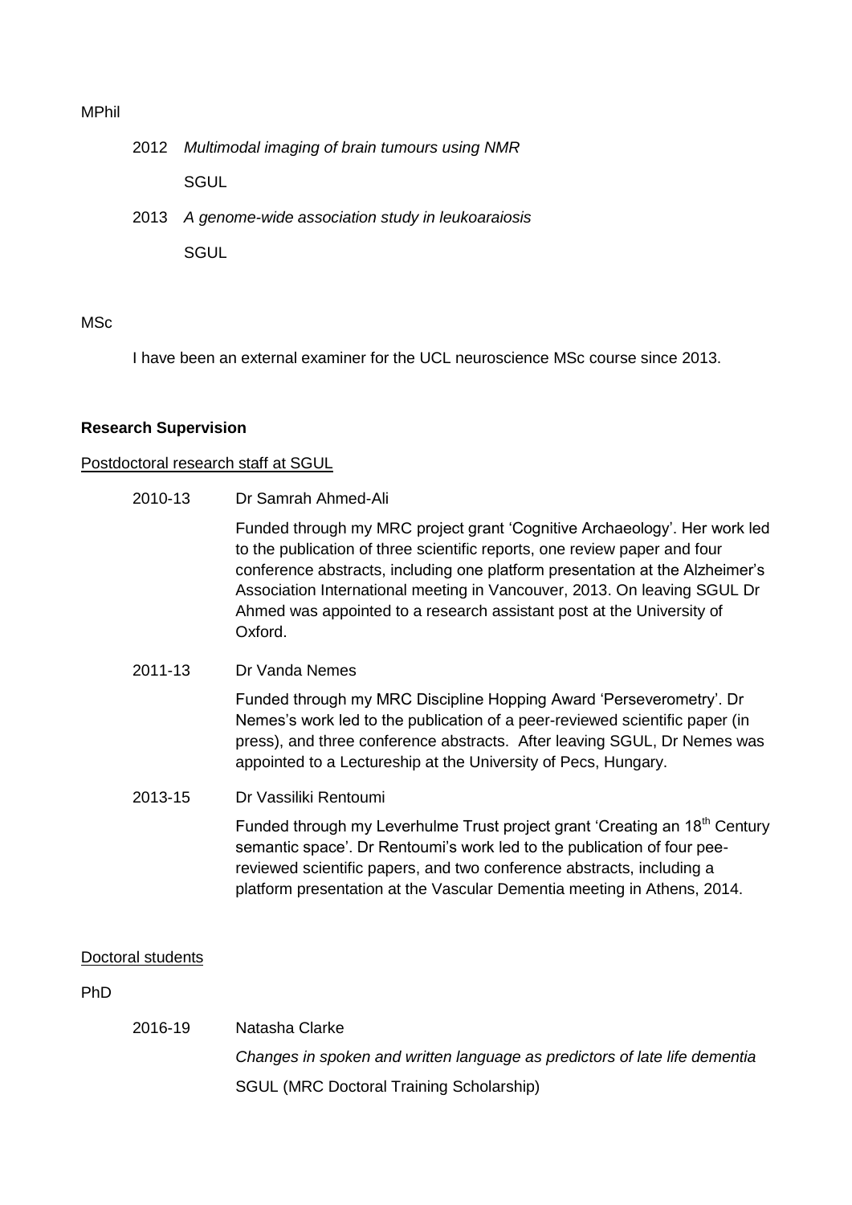MPhil

2012 *Multimodal imaging of brain tumours using NMR*

SGUL

2013 *A genome-wide association study in leukoaraiosis*

SGUL

MSc

I have been an external examiner for the UCL neuroscience MSc course since 2013.

**Research Supervision**

Postdoctoral research staff at SGUL

2010-13 Dr Samrah Ahmed-Ali

Funded through my MRC project grant 'Cognitive Archaeology'. Her work led to the publication of three scientific reports, one review paper and four conference abstracts, including one platform presentation at the Alzheimer's Association International meeting in Vancouver, 2013. On leaving SGUL Dr Ahmed was appointed to a research assistant post at the University of Oxford.

2011-13 Dr Vanda Nemes

Funded through my MRC Discipline Hopping Award 'Perseverometry'. Dr Nemes's work led to the publication of a peer-reviewed scientific paper (in press), and three conference abstracts. After leaving SGUL, Dr Nemes was appointed to a Lectureship at the University of Pecs, Hungary.

2013-15 Dr Vassiliki Rentoumi

Funded through my Leverhulme Trust project grant 'Creating an 18th Century semantic space'. Dr Rentoumi's work led to the publication of four pee-reviewed scientific papers, and two conference abstracts, including a platform presentation at the Vascular Dementia meeting in Athens, 2014.

Doctoral students

PhD

2016-19 Natasha Clarke

*Changes in spoken and written language as predictors of late life dementia*

SGUL (MRC Doctoral Training Scholarship)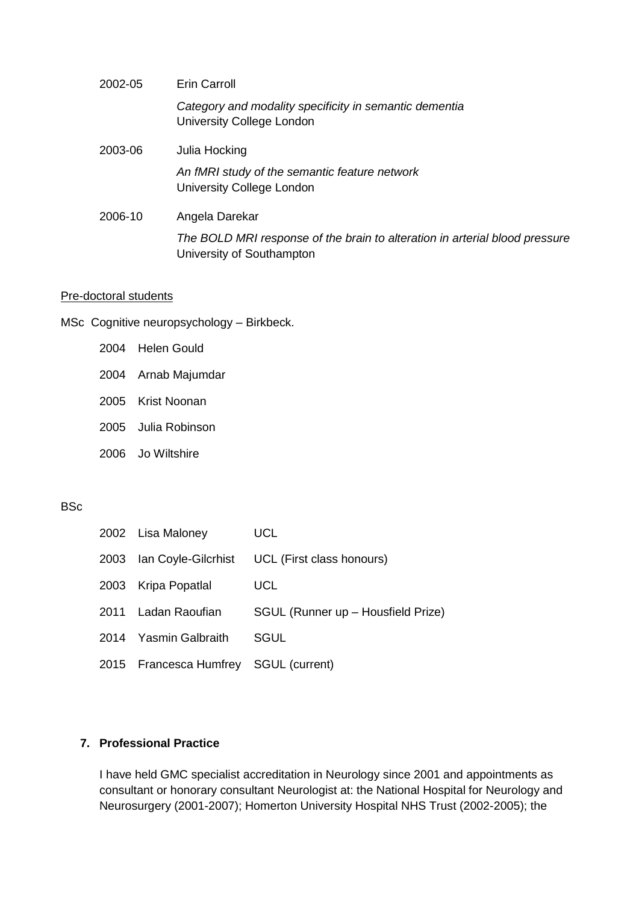2002-05 Erin Carroll

*Category and modality specificity in semantic dementia*
University College London

2003-06 Julia Hocking

*An fMRI study of the semantic feature network*
University College London

2006-10 Angela Darekar

*The BOLD MRI response of the brain to alteration in arterial blood pressure*
University of Southampton

<u>Pre-doctoral students</u>

MSc Cognitive neuropsychology – Birkbeck.

- 2004 Helen Gould
- 2004 Arnab Majumdar
- 2005 Krist Noonan
- 2005 Julia Robinson
- 2006 Jo Wiltshire

BSc

| | | |
|---|---|---|
| 2002 | Lisa Maloney | UCL |
| 2003 | Ian Coyle-Gilcrhist | UCL (First class honours) |
| 2003 | Kripa Popatlal | UCL |
| 2011 | Ladan Raoufian | SGUL (Runner up – Housfield Prize) |
| 2014 | Yasmin Galbraith | SGUL |
| 2015 | Francesca Humfrey | SGUL (current) |

## 7. Professional Practice

I have held GMC specialist accreditation in Neurology since 2001 and appointments as consultant or honorary consultant Neurologist at: the National Hospital for Neurology and Neurosurgery (2001-2007); Homerton University Hospital NHS Trust (2002-2005); the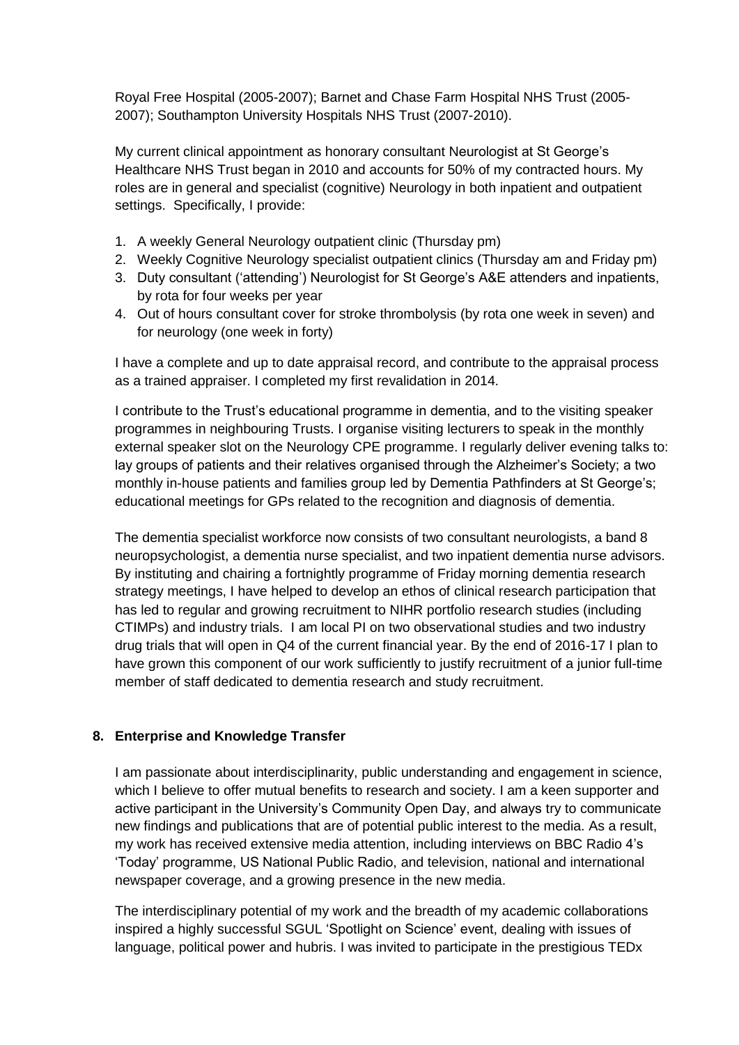Royal Free Hospital (2005-2007); Barnet and Chase Farm Hospital NHS Trust (2005-2007); Southampton University Hospitals NHS Trust (2007-2010).

My current clinical appointment as honorary consultant Neurologist at St George's Healthcare NHS Trust began in 2010 and accounts for 50% of my contracted hours. My roles are in general and specialist (cognitive) Neurology in both inpatient and outpatient settings. Specifically, I provide:

1. A weekly General Neurology outpatient clinic (Thursday pm)
2. Weekly Cognitive Neurology specialist outpatient clinics (Thursday am and Friday pm)
3. Duty consultant ('attending') Neurologist for St George's A&E attenders and inpatients, by rota for four weeks per year
4. Out of hours consultant cover for stroke thrombolysis (by rota one week in seven) and for neurology (one week in forty)

I have a complete and up to date appraisal record, and contribute to the appraisal process as a trained appraiser. I completed my first revalidation in 2014.

I contribute to the Trust's educational programme in dementia, and to the visiting speaker programmes in neighbouring Trusts. I organise visiting lecturers to speak in the monthly external speaker slot on the Neurology CPE programme. I regularly deliver evening talks to: lay groups of patients and their relatives organised through the Alzheimer's Society; a two monthly in-house patients and families group led by Dementia Pathfinders at St George's; educational meetings for GPs related to the recognition and diagnosis of dementia.

The dementia specialist workforce now consists of two consultant neurologists, a band 8 neuropsychologist, a dementia nurse specialist, and two inpatient dementia nurse advisors. By instituting and chairing a fortnightly programme of Friday morning dementia research strategy meetings, I have helped to develop an ethos of clinical research participation that has led to regular and growing recruitment to NIHR portfolio research studies (including CTIMPs) and industry trials. I am local PI on two observational studies and two industry drug trials that will open in Q4 of the current financial year. By the end of 2016-17 I plan to have grown this component of our work sufficiently to justify recruitment of a junior full-time member of staff dedicated to dementia research and study recruitment.

## 8. Enterprise and Knowledge Transfer

I am passionate about interdisciplinarity, public understanding and engagement in science, which I believe to offer mutual benefits to research and society. I am a keen supporter and active participant in the University's Community Open Day, and always try to communicate new findings and publications that are of potential public interest to the media. As a result, my work has received extensive media attention, including interviews on BBC Radio 4's 'Today' programme, US National Public Radio, and television, national and international newspaper coverage, and a growing presence in the new media.

The interdisciplinary potential of my work and the breadth of my academic collaborations inspired a highly successful SGUL 'Spotlight on Science' event, dealing with issues of language, political power and hubris. I was invited to participate in the prestigious TEDx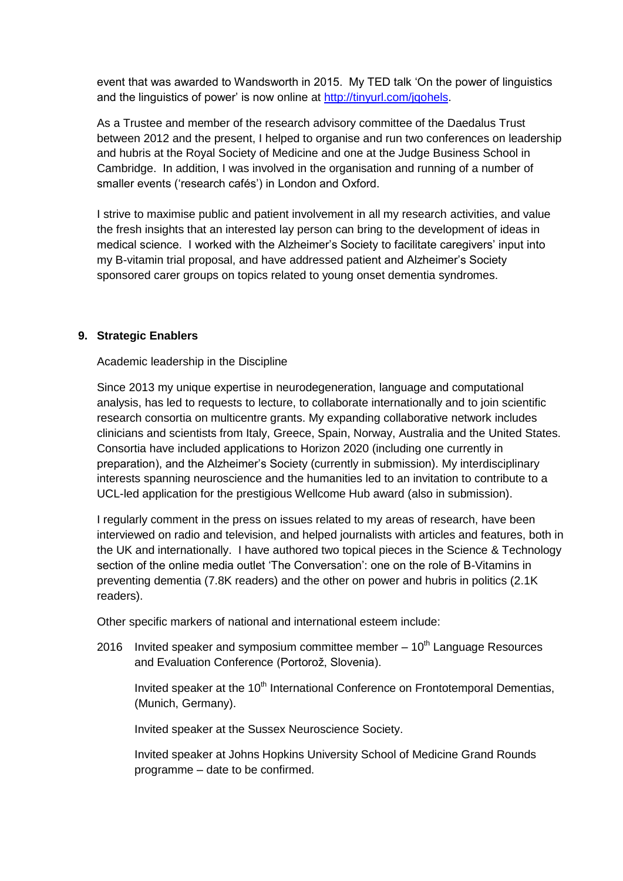event that was awarded to Wandsworth in 2015. My TED talk 'On the power of linguistics and the linguistics of power' is now online at http://tinyurl.com/jqohels.

As a Trustee and member of the research advisory committee of the Daedalus Trust between 2012 and the present, I helped to organise and run two conferences on leadership and hubris at the Royal Society of Medicine and one at the Judge Business School in Cambridge. In addition, I was involved in the organisation and running of a number of smaller events ('research cafés') in London and Oxford.

I strive to maximise public and patient involvement in all my research activities, and value the fresh insights that an interested lay person can bring to the development of ideas in medical science. I worked with the Alzheimer's Society to facilitate caregivers' input into my B-vitamin trial proposal, and have addressed patient and Alzheimer's Society sponsored carer groups on topics related to young onset dementia syndromes.

## 9. Strategic Enablers

Academic leadership in the Discipline

Since 2013 my unique expertise in neurodegeneration, language and computational analysis, has led to requests to lecture, to collaborate internationally and to join scientific research consortia on multicentre grants. My expanding collaborative network includes clinicians and scientists from Italy, Greece, Spain, Norway, Australia and the United States. Consortia have included applications to Horizon 2020 (including one currently in preparation), and the Alzheimer's Society (currently in submission). My interdisciplinary interests spanning neuroscience and the humanities led to an invitation to contribute to a UCL-led application for the prestigious Wellcome Hub award (also in submission).

I regularly comment in the press on issues related to my areas of research, have been interviewed on radio and television, and helped journalists with articles and features, both in the UK and internationally. I have authored two topical pieces in the Science & Technology section of the online media outlet 'The Conversation': one on the role of B-Vitamins in preventing dementia (7.8K readers) and the other on power and hubris in politics (2.1K readers).

Other specific markers of national and international esteem include:

2016 Invited speaker and symposium committee member – 10th Language Resources and Evaluation Conference (Portorož, Slovenia).

Invited speaker at the 10th International Conference on Frontotemporal Dementias, (Munich, Germany).

Invited speaker at the Sussex Neuroscience Society.

Invited speaker at Johns Hopkins University School of Medicine Grand Rounds programme – date to be confirmed.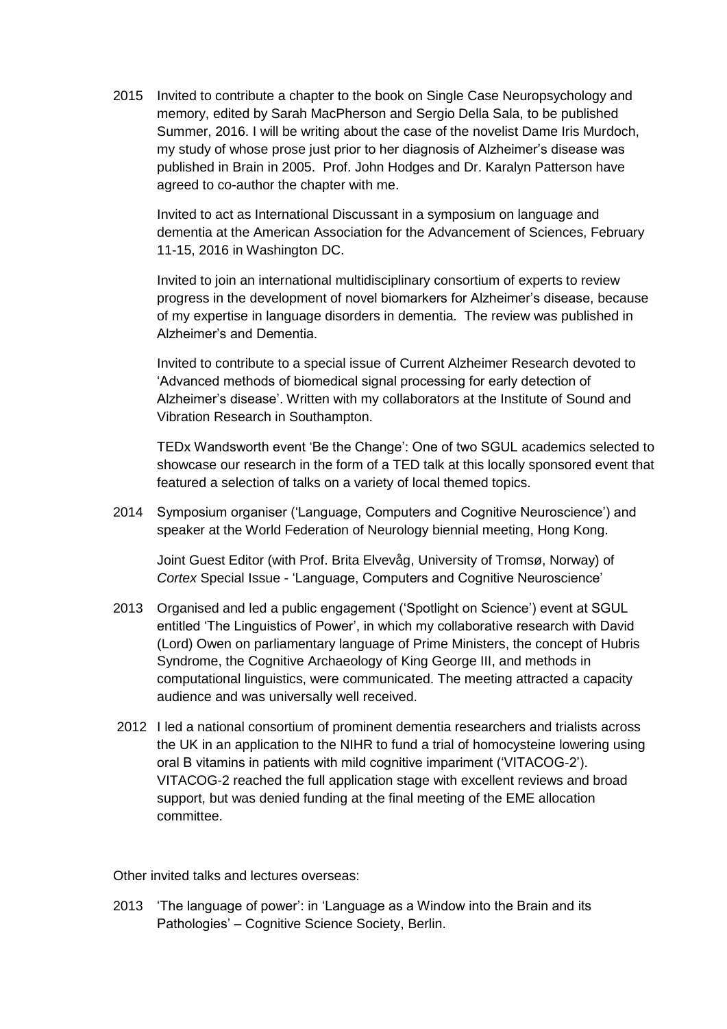2015 Invited to contribute a chapter to the book on Single Case Neuropsychology and memory, edited by Sarah MacPherson and Sergio Della Sala, to be published Summer, 2016. I will be writing about the case of the novelist Dame Iris Murdoch, my study of whose prose just prior to her diagnosis of Alzheimer's disease was published in Brain in 2005. Prof. John Hodges and Dr. Karalyn Patterson have agreed to co-author the chapter with me.

Invited to act as International Discussant in a symposium on language and dementia at the American Association for the Advancement of Sciences, February 11-15, 2016 in Washington DC.

Invited to join an international multidisciplinary consortium of experts to review progress in the development of novel biomarkers for Alzheimer's disease, because of my expertise in language disorders in dementia. The review was published in Alzheimer's and Dementia.

Invited to contribute to a special issue of Current Alzheimer Research devoted to 'Advanced methods of biomedical signal processing for early detection of Alzheimer's disease'. Written with my collaborators at the Institute of Sound and Vibration Research in Southampton.

TEDx Wandsworth event 'Be the Change': One of two SGUL academics selected to showcase our research in the form of a TED talk at this locally sponsored event that featured a selection of talks on a variety of local themed topics.

2014 Symposium organiser ('Language, Computers and Cognitive Neuroscience') and speaker at the World Federation of Neurology biennial meeting, Hong Kong.

Joint Guest Editor (with Prof. Brita Elvevåg, University of Tromsø, Norway) of *Cortex* Special Issue - 'Language, Computers and Cognitive Neuroscience'

2013 Organised and led a public engagement ('Spotlight on Science') event at SGUL entitled 'The Linguistics of Power', in which my collaborative research with David (Lord) Owen on parliamentary language of Prime Ministers, the concept of Hubris Syndrome, the Cognitive Archaeology of King George III, and methods in computational linguistics, were communicated. The meeting attracted a capacity audience and was universally well received.

2012 I led a national consortium of prominent dementia researchers and trialists across the UK in an application to the NIHR to fund a trial of homocysteine lowering using oral B vitamins in patients with mild cognitive impariment ('VITACOG-2'). VITACOG-2 reached the full application stage with excellent reviews and broad support, but was denied funding at the final meeting of the EME allocation committee.

Other invited talks and lectures overseas:

2013 'The language of power': in 'Language as a Window into the Brain and its Pathologies' – Cognitive Science Society, Berlin.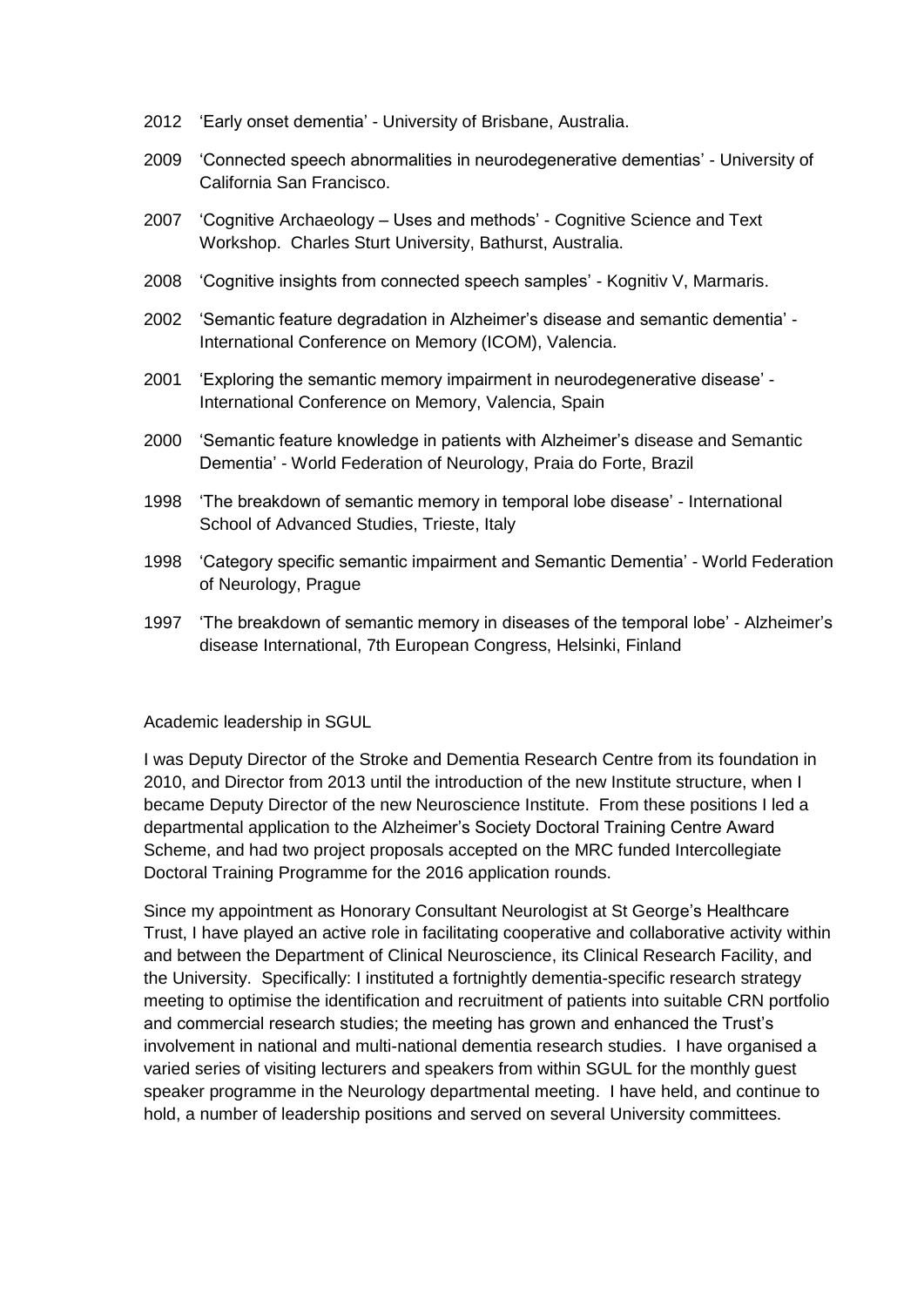2012 'Early onset dementia' - University of Brisbane, Australia.

2009 'Connected speech abnormalities in neurodegenerative dementias' - University of California San Francisco.

2007 'Cognitive Archaeology – Uses and methods' - Cognitive Science and Text Workshop. Charles Sturt University, Bathurst, Australia.

2008 'Cognitive insights from connected speech samples' - Kognitiv V, Marmaris.

2002 'Semantic feature degradation in Alzheimer's disease and semantic dementia' - International Conference on Memory (ICOM), Valencia.

2001 'Exploring the semantic memory impairment in neurodegenerative disease' - International Conference on Memory, Valencia, Spain

2000 'Semantic feature knowledge in patients with Alzheimer's disease and Semantic Dementia' - World Federation of Neurology, Praia do Forte, Brazil

1998 'The breakdown of semantic memory in temporal lobe disease' - International School of Advanced Studies, Trieste, Italy

1998 'Category specific semantic impairment and Semantic Dementia' - World Federation of Neurology, Prague

1997 'The breakdown of semantic memory in diseases of the temporal lobe' - Alzheimer's disease International, 7th European Congress, Helsinki, Finland

Academic leadership in SGUL

I was Deputy Director of the Stroke and Dementia Research Centre from its foundation in 2010, and Director from 2013 until the introduction of the new Institute structure, when I became Deputy Director of the new Neuroscience Institute. From these positions I led a departmental application to the Alzheimer's Society Doctoral Training Centre Award Scheme, and had two project proposals accepted on the MRC funded Intercollegiate Doctoral Training Programme for the 2016 application rounds.

Since my appointment as Honorary Consultant Neurologist at St George's Healthcare Trust, I have played an active role in facilitating cooperative and collaborative activity within and between the Department of Clinical Neuroscience, its Clinical Research Facility, and the University. Specifically: I instituted a fortnightly dementia-specific research strategy meeting to optimise the identification and recruitment of patients into suitable CRN portfolio and commercial research studies; the meeting has grown and enhanced the Trust's involvement in national and multi-national dementia research studies. I have organised a varied series of visiting lecturers and speakers from within SGUL for the monthly guest speaker programme in the Neurology departmental meeting. I have held, and continue to hold, a number of leadership positions and served on several University committees.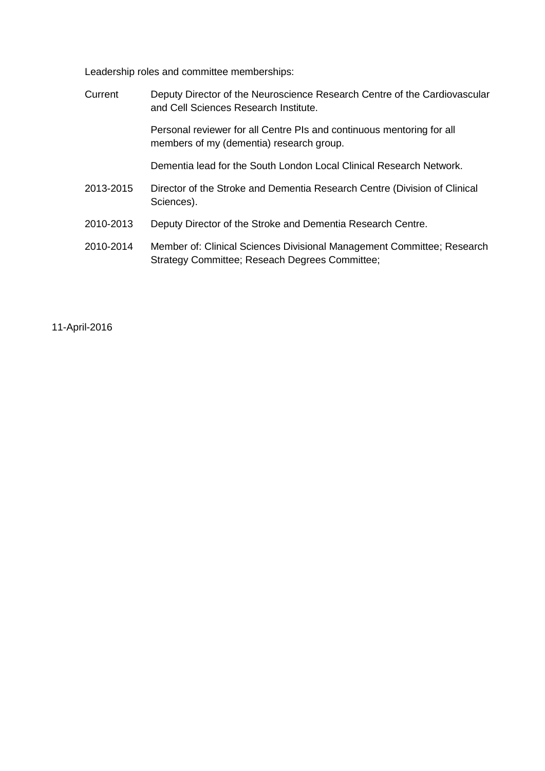Leadership roles and committee memberships:

| | |
|---|---|
| Current | Deputy Director of the Neuroscience Research Centre of the Cardiovascular and Cell Sciences Research Institute. |
| | Personal reviewer for all Centre PIs and continuous mentoring for all members of my (dementia) research group. |
| | Dementia lead for the South London Local Clinical Research Network. |
| 2013-2015 | Director of the Stroke and Dementia Research Centre (Division of Clinical Sciences). |
| 2010-2013 | Deputy Director of the Stroke and Dementia Research Centre. |
| 2010-2014 | Member of: Clinical Sciences Divisional Management Committee; Research Strategy Committee; Reseach Degrees Committee; |

11-April-2016